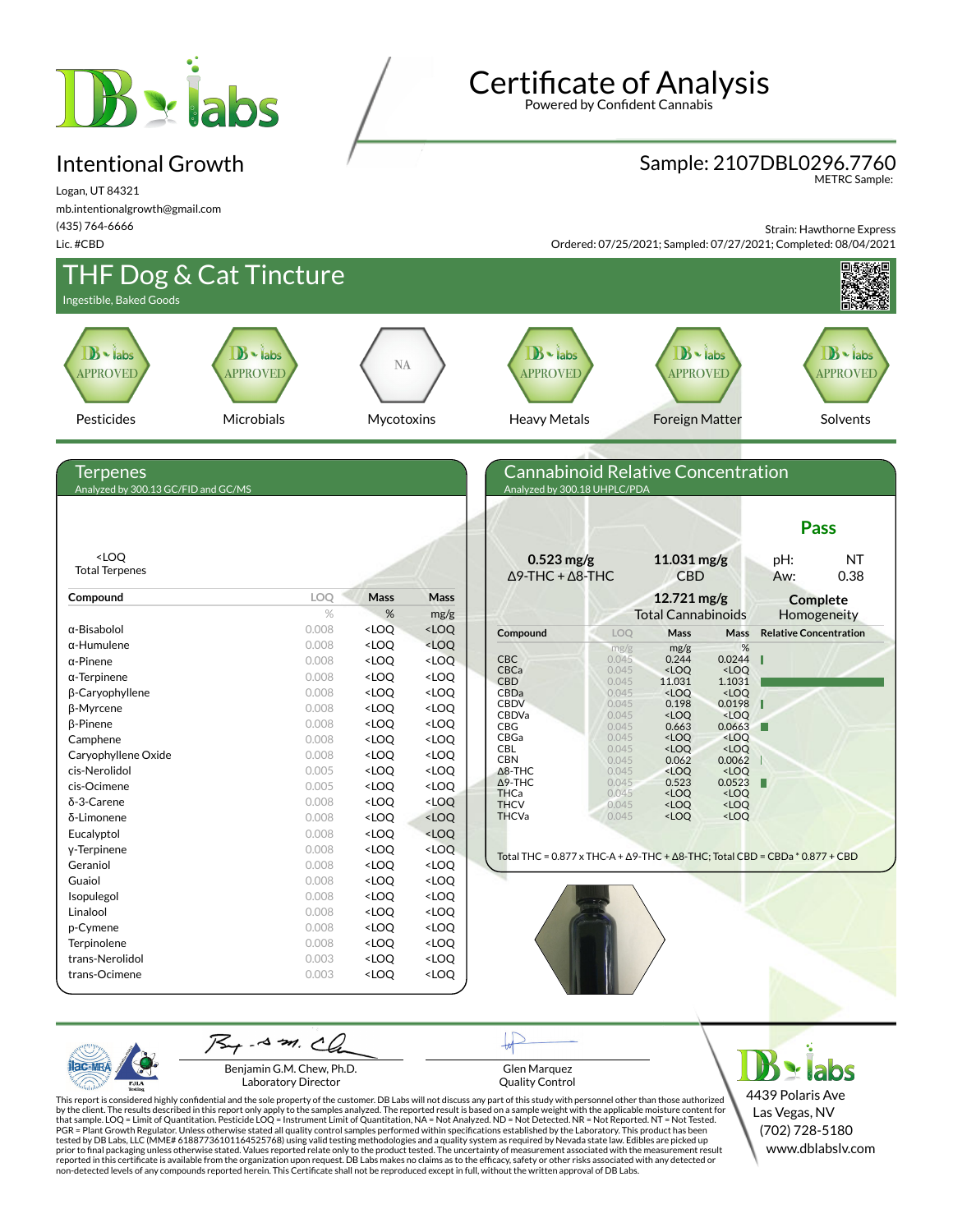# Certificate of Analysis

Powered by Confident Cannabis

## Intentional Growth

Logan, UT 84321
mb.intentionalgrowth@gmail.com
(435) 764-6666
Lic. #CBD

**Sample: 2107DBL0296.7760**
METRC Sample:

Strain: Hawthorne Express
Ordered: 07/25/2021; Sampled: 07/27/2021; Completed: 08/04/2021

## THF Dog & Cat Tincture

Ingestible, Baked Goods

| Pesticides | Microbials | Mycotoxins | Heavy Metals | Foreign Matter | Solvents |
|---|---|---|---|---|---|
| APPROVED | APPROVED | NA | APPROVED | APPROVED | APPROVED |

## Terpenes

Analyzed by 300.13 GC/FID and GC/MS

<LOQ
Total Terpenes

| Compound | LOQ % | Mass % | Mass mg/g |
|---|---|---|---|
| α-Bisabolol | 0.008 | <LOQ | <LOQ |
| α-Humulene | 0.008 | <LOQ | <LOQ |
| α-Pinene | 0.008 | <LOQ | <LOQ |
| α-Terpinene | 0.008 | <LOQ | <LOQ |
| β-Caryophyllene | 0.008 | <LOQ | <LOQ |
| β-Myrcene | 0.008 | <LOQ | <LOQ |
| β-Pinene | 0.008 | <LOQ | <LOQ |
| Camphene | 0.008 | <LOQ | <LOQ |
| Caryophyllene Oxide | 0.008 | <LOQ | <LOQ |
| cis-Nerolidol | 0.005 | <LOQ | <LOQ |
| cis-Ocimene | 0.005 | <LOQ | <LOQ |
| δ-3-Carene | 0.008 | <LOQ | <LOQ |
| δ-Limonene | 0.008 | <LOQ | <LOQ |
| Eucalyptol | 0.008 | <LOQ | <LOQ |
| γ-Terpinene | 0.008 | <LOQ | <LOQ |
| Geraniol | 0.008 | <LOQ | <LOQ |
| Guaiol | 0.008 | <LOQ | <LOQ |
| Isopulegol | 0.008 | <LOQ | <LOQ |
| Linalool | 0.008 | <LOQ | <LOQ |
| p-Cymene | 0.008 | <LOQ | <LOQ |
| Terpinolene | 0.008 | <LOQ | <LOQ |
| trans-Nerolidol | 0.003 | <LOQ | <LOQ |
| trans-Ocimene | 0.003 | <LOQ | <LOQ |

## Cannabinoid Relative Concentration

Analyzed by 300.18 UHPLC/PDA

**Pass**

**0.523 mg/g** Δ9-THC + Δ8-THC

**11.031 mg/g** CBD

**12.721 mg/g** Total Cannabinoids

pH: NT
Aw: 0.38

**Complete** Homogeneity

| Compound | LOQ mg/g | Mass mg/g | Mass % |
|---|---|---|---|
| CBC | 0.045 | 0.244 | 0.0244 |
| CBCa | 0.045 | <LOQ | <LOQ |
| CBD | 0.045 | 11.031 | 1.1031 |
| CBDa | 0.045 | <LOQ | <LOQ |
| CBDV | 0.045 | 0.198 | 0.0198 |
| CBDVa | 0.045 | <LOQ | <LOQ |
| CBG | 0.045 | 0.663 | 0.0663 |
| CBGa | 0.045 | <LOQ | <LOQ |
| CBL | 0.045 | <LOQ | <LOQ |
| CBN | 0.045 | 0.062 | 0.0062 |
| Δ8-THC | 0.045 | <LOQ | <LOQ |
| Δ9-THC | 0.045 | 0.523 | 0.0523 |
| THCa | 0.045 | <LOQ | <LOQ |
| THCV | 0.045 | <LOQ | <LOQ |
| THCVa | 0.045 | <LOQ | <LOQ |

Total THC = 0.877 x THC-A + Δ9-THC + Δ8-THC; Total CBD = CBDa * 0.877 + CBD

Benjamin G.M. Chew, Ph.D.
Laboratory Director

Glen Marquez
Quality Control

This report is considered highly confidential and the sole property of the customer. DB Labs will not discuss any part of this study with personnel other than those authorized by the client. The results described in this report only apply to the samples analyzed. The reported result is based on a sample weight with the applicable moisture content for that sample. LOQ = Limit of Quantitation. Pesticide LOQ = Instrument Limit of Quantitation, NA = Not Analyzed. ND = Not Detected. NR = Not Reported. NT = Not Tested. PGR = Plant Growth Regulator. Unless otherwise stated all quality control samples performed within specifications established by the Laboratory. This product has been tested by DB Labs, LLC (MME# 61887736101164525768) using valid testing methodologies and a quality system as required by Nevada state law. Edibles are picked up prior to final packaging unless otherwise stated. Values reported relate only to the product tested. The uncertainty of measurement associated with the measurement result reported in this certificate is available from the organization upon request. DB Labs makes no claims as to the efficacy, safety or other risks associated with any detected or non-detected levels of any compounds reported herein. This Certificate shall not be reproduced except in full, without the written approval of DB Labs.

4439 Polaris Ave
Las Vegas, NV
(702) 728-5180
www.dblabslv.com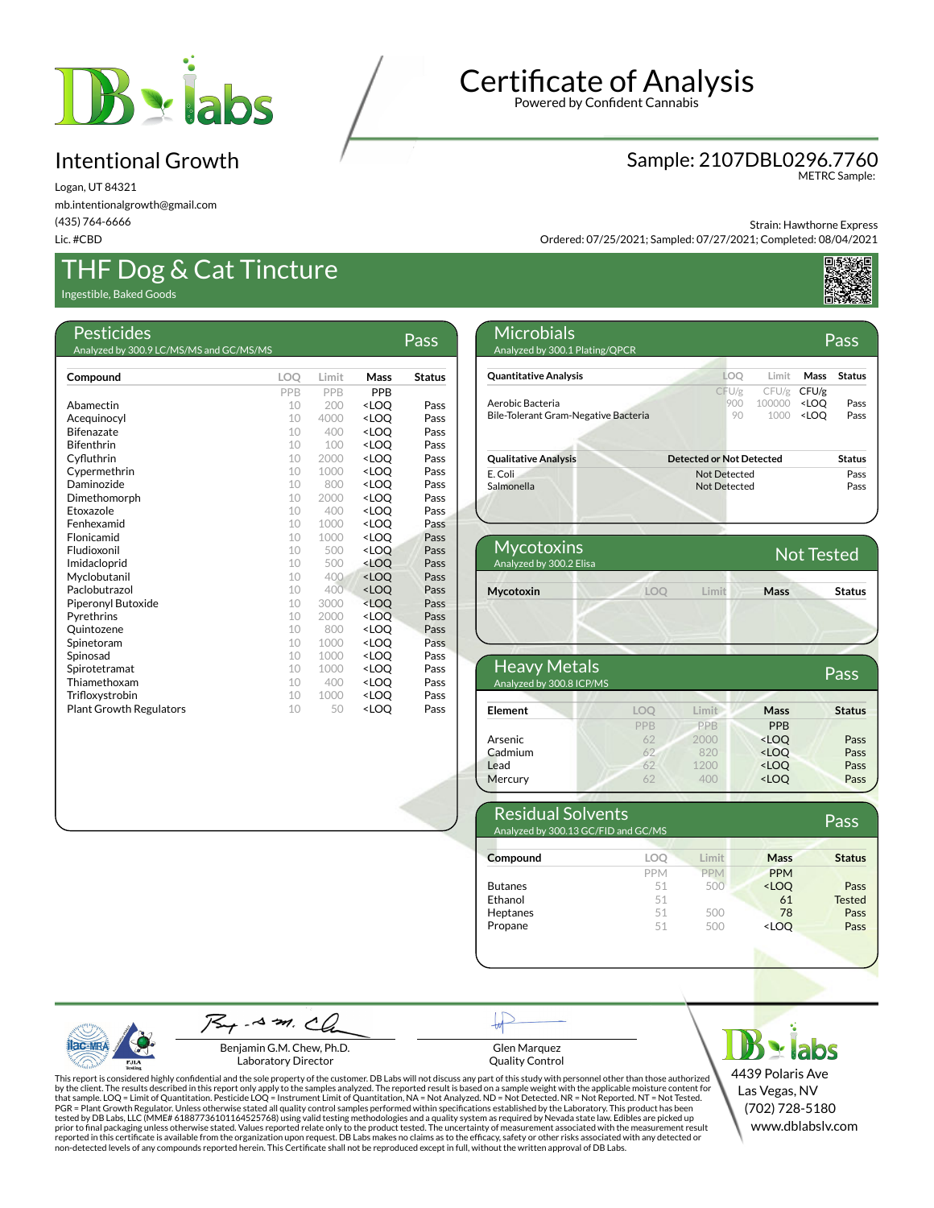# Certificate of Analysis

Powered by Confident Cannabis

## Intentional Growth

Logan, UT 84321
mb.intentionalgrowth@gmail.com
(435) 764-6666
Lic. #CBD

**Sample: 2107DBL0296.7760**
METRC Sample:

Strain: Hawthorne Express
Ordered: 07/25/2021; Sampled: 07/27/2021; Completed: 08/04/2021

# THF Dog & Cat Tincture

Ingestible, Baked Goods

## Pesticides — Pass

Analyzed by 300.9 LC/MS/MS and GC/MS/MS

| Compound | LOQ | Limit | Mass | Status |
|---|---|---|---|---|
| | PPB | PPB | PPB | |
| Abamectin | 10 | 200 | <LOQ | Pass |
| Acequinocyl | 10 | 4000 | <LOQ | Pass |
| Bifenazate | 10 | 400 | <LOQ | Pass |
| Bifenthrin | 10 | 100 | <LOQ | Pass |
| Cyfluthrin | 10 | 2000 | <LOQ | Pass |
| Cypermethrin | 10 | 1000 | <LOQ | Pass |
| Daminozide | 10 | 800 | <LOQ | Pass |
| Dimethomorph | 10 | 2000 | <LOQ | Pass |
| Etoxazole | 10 | 400 | <LOQ | Pass |
| Fenhexamid | 10 | 1000 | <LOQ | Pass |
| Flonicamid | 10 | 1000 | <LOQ | Pass |
| Fludioxonil | 10 | 500 | <LOQ | Pass |
| Imidacloprid | 10 | 500 | <LOQ | Pass |
| Myclobutanil | 10 | 400 | <LOQ | Pass |
| Paclobutrazol | 10 | 400 | <LOQ | Pass |
| Piperonyl Butoxide | 10 | 3000 | <LOQ | Pass |
| Pyrethrins | 10 | 2000 | <LOQ | Pass |
| Quintozene | 10 | 800 | <LOQ | Pass |
| Spinetoram | 10 | 1000 | <LOQ | Pass |
| Spinosad | 10 | 1000 | <LOQ | Pass |
| Spirotetramat | 10 | 1000 | <LOQ | Pass |
| Thiamethoxam | 10 | 400 | <LOQ | Pass |
| Trifloxystrobin | 10 | 1000 | <LOQ | Pass |
| Plant Growth Regulators | 10 | 50 | <LOQ | Pass |

## Microbials — Pass

Analyzed by 300.1 Plating/QPCR

| Quantitative Analysis | LOQ | Limit | Mass | Status |
|---|---|---|---|---|
| | CFU/g | CFU/g | CFU/g | |
| Aerobic Bacteria | 900 | 100000 | <LOQ | Pass |
| Bile-Tolerant Gram-Negative Bacteria | 90 | 1000 | <LOQ | Pass |

| Qualitative Analysis | Detected or Not Detected | Status |
|---|---|---|
| E. Coli | Not Detected | Pass |
| Salmonella | Not Detected | Pass |

## Mycotoxins — Not Tested

Analyzed by 300.2 Elisa

| Mycotoxin | LOQ | Limit | Mass | Status |
|---|---|---|---|---|

## Heavy Metals — Pass

Analyzed by 300.8 ICP/MS

| Element | LOQ | Limit | Mass | Status |
|---|---|---|---|---|
| | PPB | PPB | PPB | |
| Arsenic | 62 | 2000 | <LOQ | Pass |
| Cadmium | 62 | 820 | <LOQ | Pass |
| Lead | 62 | 1200 | <LOQ | Pass |
| Mercury | 62 | 400 | <LOQ | Pass |

## Residual Solvents — Pass

Analyzed by 300.13 GC/FID and GC/MS

| Compound | LOQ | Limit | Mass | Status |
|---|---|---|---|---|
| | PPM | PPM | PPM | |
| Butanes | 51 | 500 | <LOQ | Pass |
| Ethanol | 51 | | 61 | Tested |
| Heptanes | 51 | 500 | 78 | Pass |
| Propane | 51 | 500 | <LOQ | Pass |

Benjamin G.M. Chew, Ph.D.
Laboratory Director

Glen Marquez
Quality Control

This report is considered highly confidential and the sole property of the customer. DB Labs will not discuss any part of this study with personnel other than those authorized by the client. The results described in this report only apply to the samples analyzed. The reported result is based on a sample weight with the applicable moisture content for that sample. LOQ = Limit of Quantitation. Pesticide LOQ = Instrument Limit of Quantitation, NA = Not Analyzed. ND = Not Detected. NR = Not Reported. NT = Not Tested. PGR = Plant Growth Regulator. Unless otherwise stated all quality control samples performed within specifications established by the Laboratory. This product has been tested by DB Labs, LLC (MME# 61887736101164525768) using valid testing methodologies and a quality system as required by Nevada state law. Edibles are picked up prior to final packaging unless otherwise stated. Values reported relate only to the product tested. The uncertainty of measurement associated with the measurement result reported in this certificate is available from the organization upon request. DB Labs makes no claims as to the efficacy, safety or other risks associated with any detected or non-detected levels of any compounds reported herein. This Certificate shall not be reproduced except in full, without the written approval of DB Labs.

4439 Polaris Ave
Las Vegas, NV
(702) 728-5180
www.dblabslv.com